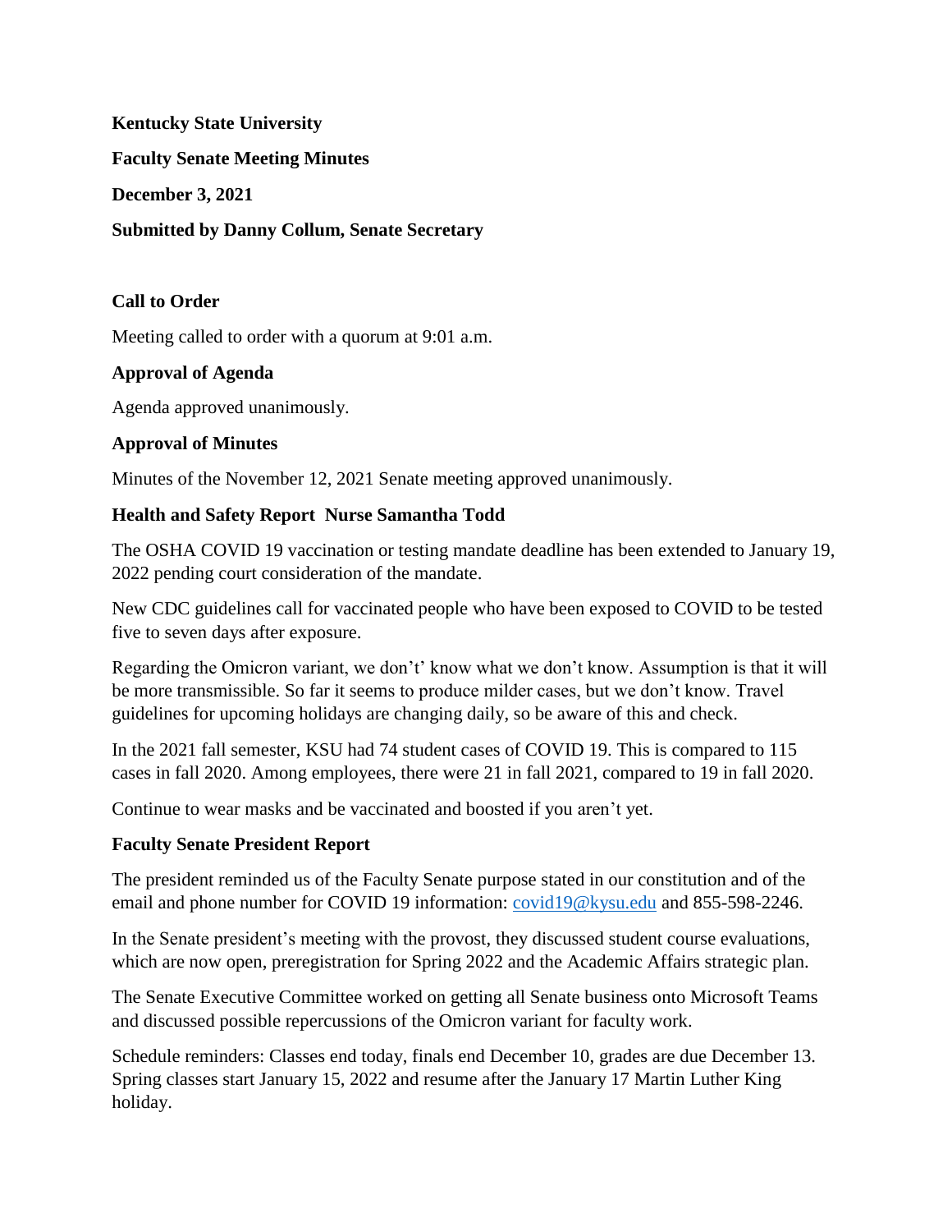**Kentucky State University**

**Faculty Senate Meeting Minutes**

**December 3, 2021**

**Submitted by Danny Collum, Senate Secretary**

## Call to Order

Meeting called to order with a quorum at 9:01 a.m.

## Approval of Agenda

Agenda approved unanimously.

## Approval of Minutes

Minutes of the November 12, 2021 Senate meeting approved unanimously.

## Health and Safety Report Nurse Samantha Todd

The OSHA COVID 19 vaccination or testing mandate deadline has been extended to January 19, 2022 pending court consideration of the mandate.

New CDC guidelines call for vaccinated people who have been exposed to COVID to be tested five to seven days after exposure.

Regarding the Omicron variant, we don't' know what we don't know. Assumption is that it will be more transmissible. So far it seems to produce milder cases, but we don't know. Travel guidelines for upcoming holidays are changing daily, so be aware of this and check.

In the 2021 fall semester, KSU had 74 student cases of COVID 19. This is compared to 115 cases in fall 2020. Among employees, there were 21 in fall 2021, compared to 19 in fall 2020.

Continue to wear masks and be vaccinated and boosted if you aren't yet.

## Faculty Senate President Report

The president reminded us of the Faculty Senate purpose stated in our constitution and of the email and phone number for COVID 19 information: covid19@kysu.edu and 855-598-2246.

In the Senate president's meeting with the provost, they discussed student course evaluations, which are now open, preregistration for Spring 2022 and the Academic Affairs strategic plan.

The Senate Executive Committee worked on getting all Senate business onto Microsoft Teams and discussed possible repercussions of the Omicron variant for faculty work.

Schedule reminders: Classes end today, finals end December 10, grades are due December 13. Spring classes start January 15, 2022 and resume after the January 17 Martin Luther King holiday.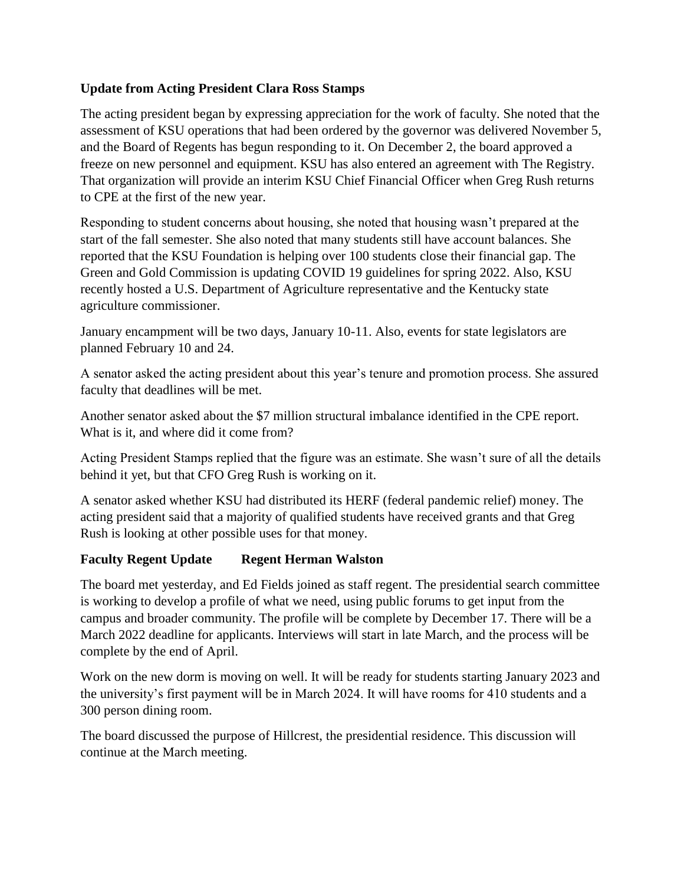**Update from Acting President Clara Ross Stamps**

The acting president began by expressing appreciation for the work of faculty. She noted that the assessment of KSU operations that had been ordered by the governor was delivered November 5, and the Board of Regents has begun responding to it. On December 2, the board approved a freeze on new personnel and equipment. KSU has also entered an agreement with The Registry. That organization will provide an interim KSU Chief Financial Officer when Greg Rush returns to CPE at the first of the new year.

Responding to student concerns about housing, she noted that housing wasn't prepared at the start of the fall semester. She also noted that many students still have account balances. She reported that the KSU Foundation is helping over 100 students close their financial gap. The Green and Gold Commission is updating COVID 19 guidelines for spring 2022. Also, KSU recently hosted a U.S. Department of Agriculture representative and the Kentucky state agriculture commissioner.

January encampment will be two days, January 10-11. Also, events for state legislators are planned February 10 and 24.

A senator asked the acting president about this year's tenure and promotion process. She assured faculty that deadlines will be met.

Another senator asked about the $7 million structural imbalance identified in the CPE report. What is it, and where did it come from?

Acting President Stamps replied that the figure was an estimate. She wasn't sure of all the details behind it yet, but that CFO Greg Rush is working on it.

A senator asked whether KSU had distributed its HERF (federal pandemic relief) money. The acting president said that a majority of qualified students have received grants and that Greg Rush is looking at other possible uses for that money.

**Faculty Regent Update Regent Herman Walston**

The board met yesterday, and Ed Fields joined as staff regent. The presidential search committee is working to develop a profile of what we need, using public forums to get input from the campus and broader community. The profile will be complete by December 17. There will be a March 2022 deadline for applicants. Interviews will start in late March, and the process will be complete by the end of April.

Work on the new dorm is moving on well. It will be ready for students starting January 2023 and the university's first payment will be in March 2024. It will have rooms for 410 students and a 300 person dining room.

The board discussed the purpose of Hillcrest, the presidential residence. This discussion will continue at the March meeting.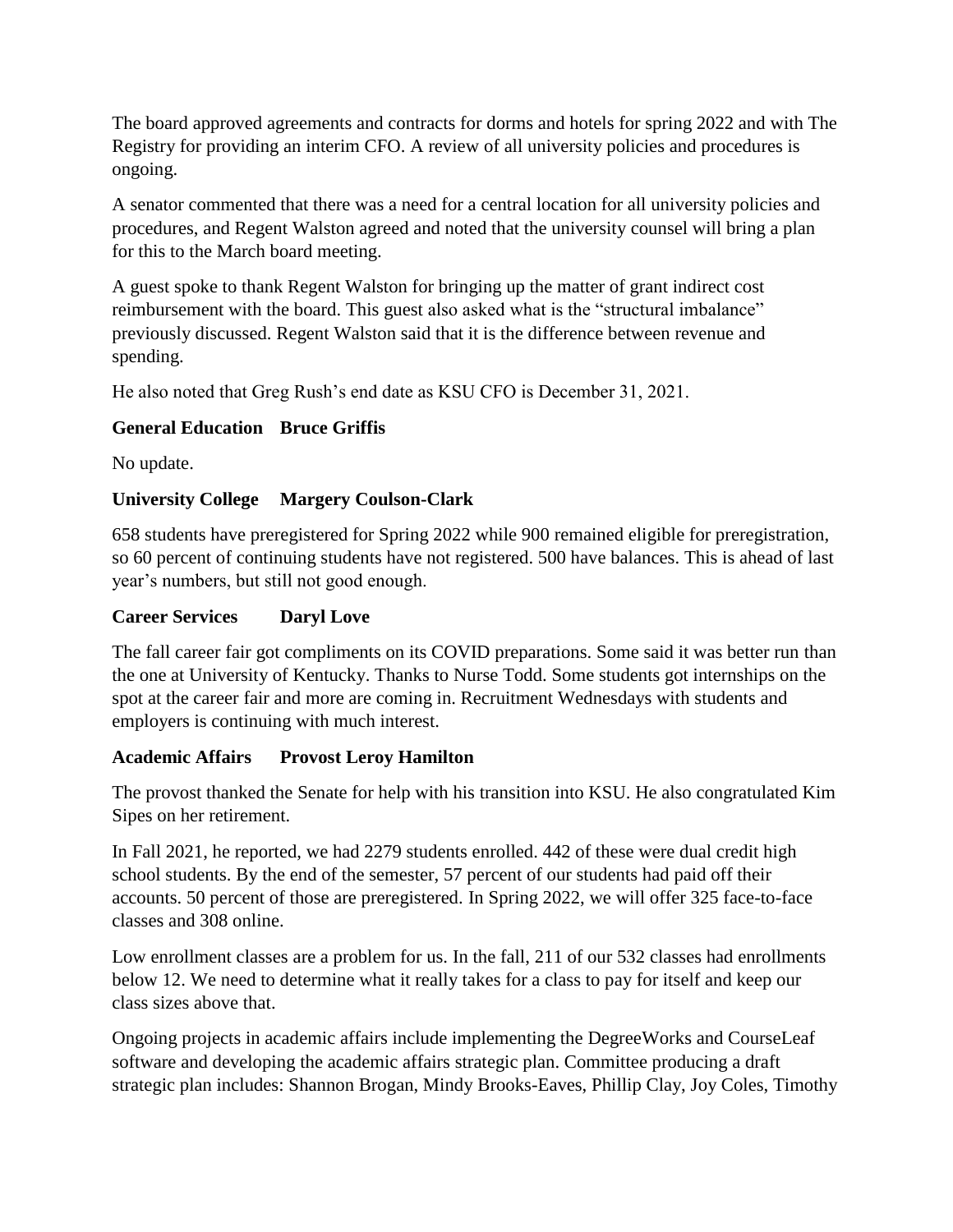The board approved agreements and contracts for dorms and hotels for spring 2022 and with The Registry for providing an interim CFO. A review of all university policies and procedures is ongoing.

A senator commented that there was a need for a central location for all university policies and procedures, and Regent Walston agreed and noted that the university counsel will bring a plan for this to the March board meeting.

A guest spoke to thank Regent Walston for bringing up the matter of grant indirect cost reimbursement with the board. This guest also asked what is the "structural imbalance" previously discussed. Regent Walston said that it is the difference between revenue and spending.

He also noted that Greg Rush's end date as KSU CFO is December 31, 2021.

**General Education Bruce Griffis**

No update.

**University College Margery Coulson-Clark**

658 students have preregistered for Spring 2022 while 900 remained eligible for preregistration, so 60 percent of continuing students have not registered. 500 have balances. This is ahead of last year's numbers, but still not good enough.

**Career Services Daryl Love**

The fall career fair got compliments on its COVID preparations. Some said it was better run than the one at University of Kentucky. Thanks to Nurse Todd. Some students got internships on the spot at the career fair and more are coming in. Recruitment Wednesdays with students and employers is continuing with much interest.

**Academic Affairs Provost Leroy Hamilton**

The provost thanked the Senate for help with his transition into KSU. He also congratulated Kim Sipes on her retirement.

In Fall 2021, he reported, we had 2279 students enrolled. 442 of these were dual credit high school students. By the end of the semester, 57 percent of our students had paid off their accounts. 50 percent of those are preregistered. In Spring 2022, we will offer 325 face-to-face classes and 308 online.

Low enrollment classes are a problem for us. In the fall, 211 of our 532 classes had enrollments below 12. We need to determine what it really takes for a class to pay for itself and keep our class sizes above that.

Ongoing projects in academic affairs include implementing the DegreeWorks and CourseLeaf software and developing the academic affairs strategic plan. Committee producing a draft strategic plan includes: Shannon Brogan, Mindy Brooks-Eaves, Phillip Clay, Joy Coles, Timothy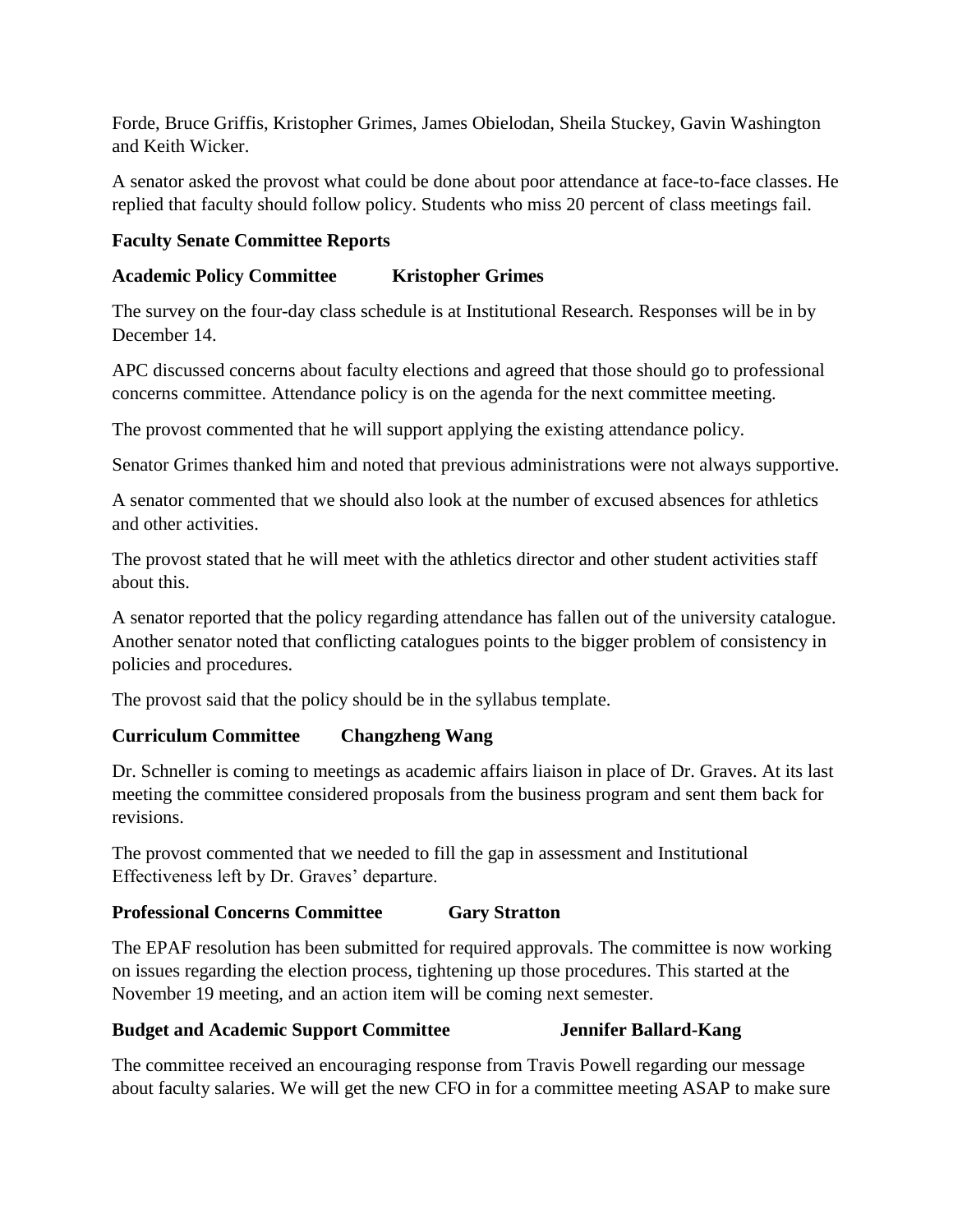Forde, Bruce Griffis, Kristopher Grimes, James Obielodan, Sheila Stuckey, Gavin Washington and Keith Wicker.

A senator asked the provost what could be done about poor attendance at face-to-face classes. He replied that faculty should follow policy. Students who miss 20 percent of class meetings fail.

**Faculty Senate Committee Reports**

**Academic Policy Committee Kristopher Grimes**

The survey on the four-day class schedule is at Institutional Research. Responses will be in by December 14.

APC discussed concerns about faculty elections and agreed that those should go to professional concerns committee. Attendance policy is on the agenda for the next committee meeting.

The provost commented that he will support applying the existing attendance policy.

Senator Grimes thanked him and noted that previous administrations were not always supportive.

A senator commented that we should also look at the number of excused absences for athletics and other activities.

The provost stated that he will meet with the athletics director and other student activities staff about this.

A senator reported that the policy regarding attendance has fallen out of the university catalogue. Another senator noted that conflicting catalogues points to the bigger problem of consistency in policies and procedures.

The provost said that the policy should be in the syllabus template.

**Curriculum Committee Changzheng Wang**

Dr. Schneller is coming to meetings as academic affairs liaison in place of Dr. Graves. At its last meeting the committee considered proposals from the business program and sent them back for revisions.

The provost commented that we needed to fill the gap in assessment and Institutional Effectiveness left by Dr. Graves' departure.

**Professional Concerns Committee Gary Stratton**

The EPAF resolution has been submitted for required approvals. The committee is now working on issues regarding the election process, tightening up those procedures. This started at the November 19 meeting, and an action item will be coming next semester.

**Budget and Academic Support Committee Jennifer Ballard-Kang**

The committee received an encouraging response from Travis Powell regarding our message about faculty salaries. We will get the new CFO in for a committee meeting ASAP to make sure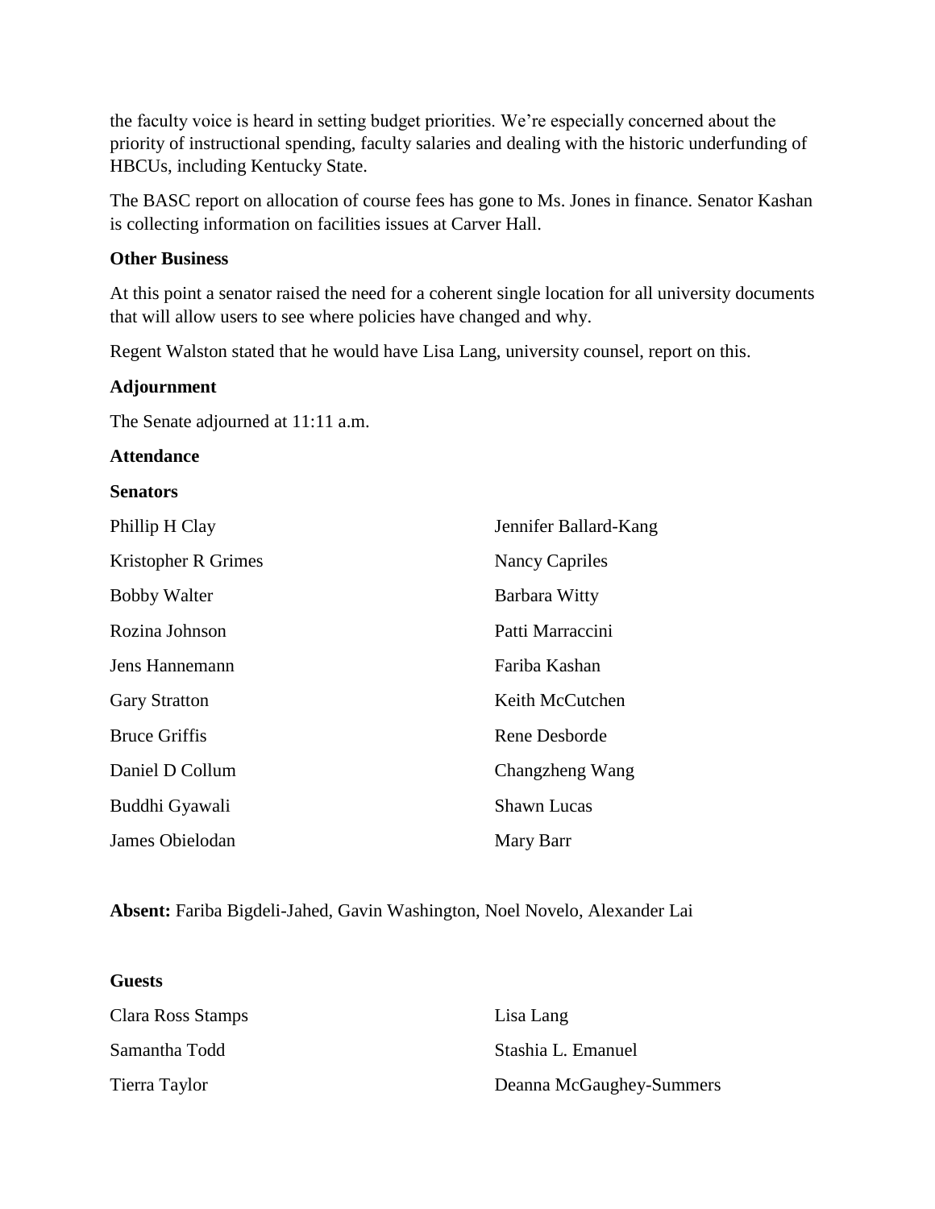the faculty voice is heard in setting budget priorities. We're especially concerned about the priority of instructional spending, faculty salaries and dealing with the historic underfunding of HBCUs, including Kentucky State.

The BASC report on allocation of course fees has gone to Ms. Jones in finance. Senator Kashan is collecting information on facilities issues at Carver Hall.

**Other Business**

At this point a senator raised the need for a coherent single location for all university documents that will allow users to see where policies have changed and why.

Regent Walston stated that he would have Lisa Lang, university counsel, report on this.

**Adjournment**

The Senate adjourned at 11:11 a.m.

**Attendance**

**Senators**

| | |
|---|---|
| Phillip H Clay | Jennifer Ballard-Kang |
| Kristopher R Grimes | Nancy Capriles |
| Bobby Walter | Barbara Witty |
| Rozina Johnson | Patti Marraccini |
| Jens Hannemann | Fariba Kashan |
| Gary Stratton | Keith McCutchen |
| Bruce Griffis | Rene Desborde |
| Daniel D Collum | Changzheng Wang |
| Buddhi Gyawali | Shawn Lucas |
| James Obielodan | Mary Barr |

**Absent:** Fariba Bigdeli-Jahed, Gavin Washington, Noel Novelo, Alexander Lai

**Guests**

| | |
|---|---|
| Clara Ross Stamps | Lisa Lang |
| Samantha Todd | Stashia L. Emanuel |
| Tierra Taylor | Deanna McGaughey-Summers |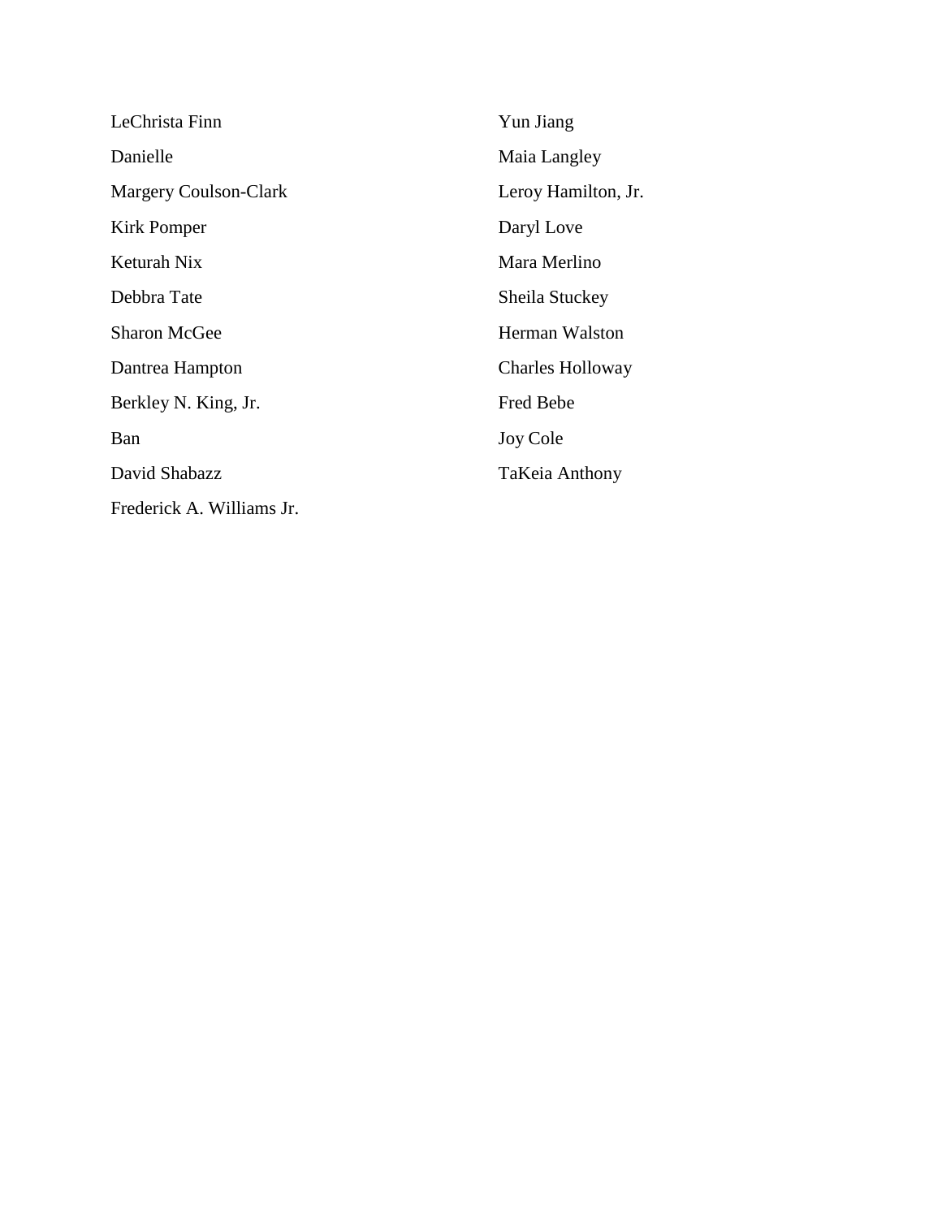LeChrista Finn

Danielle

Margery Coulson-Clark

Kirk Pomper

Keturah Nix

Debbra Tate

Sharon McGee

Dantrea Hampton

Berkley N. King, Jr.

Ban

David Shabazz

Frederick A. Williams Jr.

Yun Jiang

Maia Langley

Leroy Hamilton, Jr.

Daryl Love

Mara Merlino

Sheila Stuckey

Herman Walston

Charles Holloway

Fred Bebe

Joy Cole

TaKeia Anthony